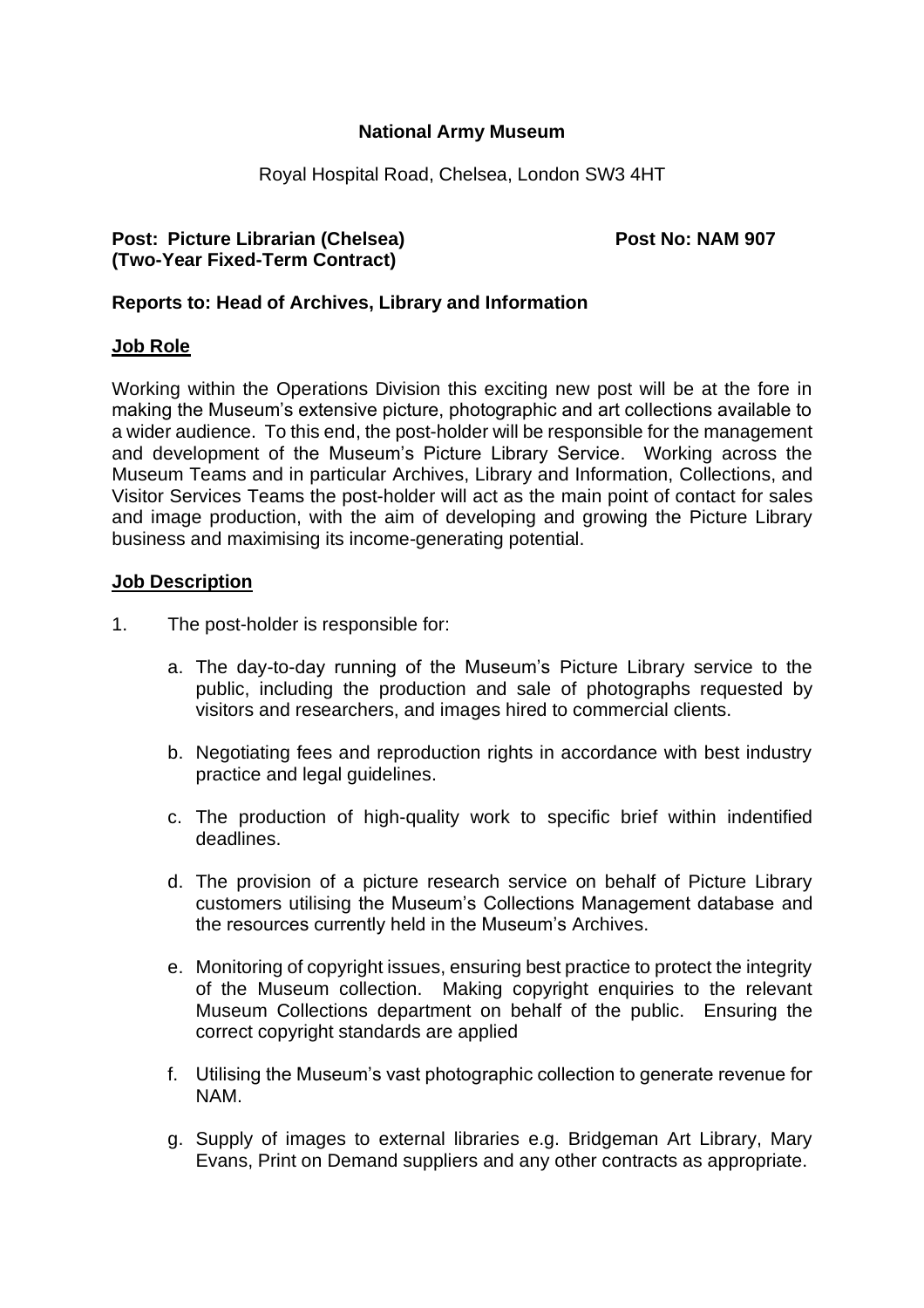**National Army Museum**

Royal Hospital Road, Chelsea, London SW3 4HT

**Post: Picture Librarian (Chelsea) (Two-Year Fixed-Term Contract)** **Post No: NAM 907**

**Reports to: Head of Archives, Library and Information**

## Job Role

Working within the Operations Division this exciting new post will be at the fore in making the Museum's extensive picture, photographic and art collections available to a wider audience. To this end, the post-holder will be responsible for the management and development of the Museum's Picture Library Service. Working across the Museum Teams and in particular Archives, Library and Information, Collections, and Visitor Services Teams the post-holder will act as the main point of contact for sales and image production, with the aim of developing and growing the Picture Library business and maximising its income-generating potential.

## Job Description

1. The post-holder is responsible for:

   a. The day-to-day running of the Museum's Picture Library service to the public, including the production and sale of photographs requested by visitors and researchers, and images hired to commercial clients.

   b. Negotiating fees and reproduction rights in accordance with best industry practice and legal guidelines.

   c. The production of high-quality work to specific brief within indentified deadlines.

   d. The provision of a picture research service on behalf of Picture Library customers utilising the Museum's Collections Management database and the resources currently held in the Museum's Archives.

   e. Monitoring of copyright issues, ensuring best practice to protect the integrity of the Museum collection. Making copyright enquiries to the relevant Museum Collections department on behalf of the public. Ensuring the correct copyright standards are applied

   f. Utilising the Museum's vast photographic collection to generate revenue for NAM.

   g. Supply of images to external libraries e.g. Bridgeman Art Library, Mary Evans, Print on Demand suppliers and any other contracts as appropriate.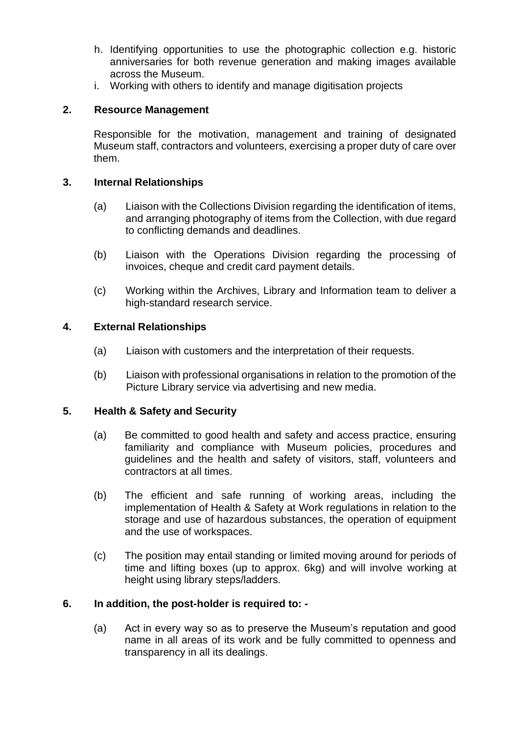h. Identifying opportunities to use the photographic collection e.g. historic anniversaries for both revenue generation and making images available across the Museum.
i. Working with others to identify and manage digitisation projects

**2. Resource Management**

Responsible for the motivation, management and training of designated Museum staff, contractors and volunteers, exercising a proper duty of care over them.

**3. Internal Relationships**

(a) Liaison with the Collections Division regarding the identification of items, and arranging photography of items from the Collection, with due regard to conflicting demands and deadlines.

(b) Liaison with the Operations Division regarding the processing of invoices, cheque and credit card payment details.

(c) Working within the Archives, Library and Information team to deliver a high-standard research service.

**4. External Relationships**

(a) Liaison with customers and the interpretation of their requests.

(b) Liaison with professional organisations in relation to the promotion of the Picture Library service via advertising and new media.

**5. Health & Safety and Security**

(a) Be committed to good health and safety and access practice, ensuring familiarity and compliance with Museum policies, procedures and guidelines and the health and safety of visitors, staff, volunteers and contractors at all times.

(b) The efficient and safe running of working areas, including the implementation of Health & Safety at Work regulations in relation to the storage and use of hazardous substances, the operation of equipment and the use of workspaces.

(c) The position may entail standing or limited moving around for periods of time and lifting boxes (up to approx. 6kg) and will involve working at height using library steps/ladders.

**6. In addition, the post-holder is required to: -**

(a) Act in every way so as to preserve the Museum's reputation and good name in all areas of its work and be fully committed to openness and transparency in all its dealings.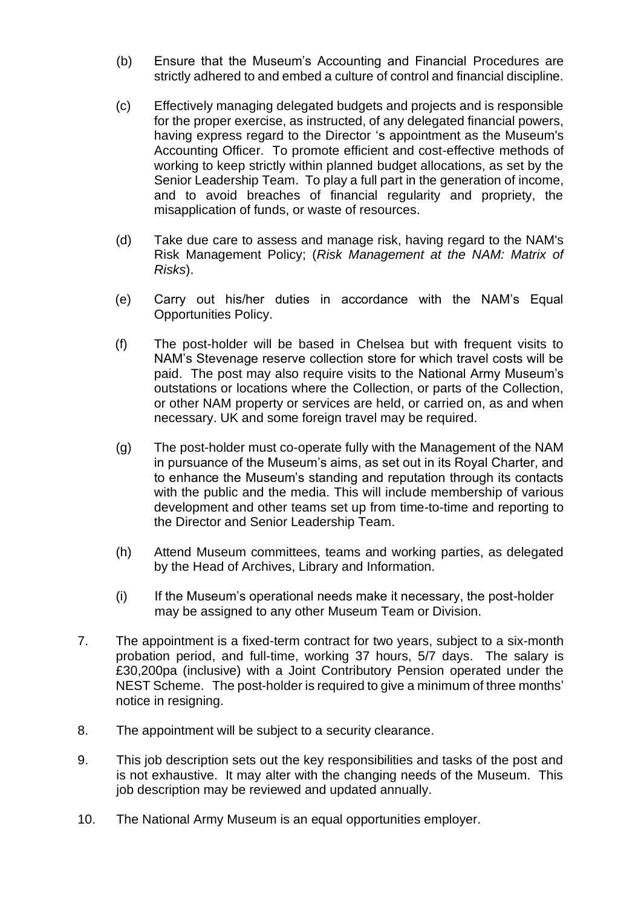(b) Ensure that the Museum's Accounting and Financial Procedures are strictly adhered to and embed a culture of control and financial discipline.

(c) Effectively managing delegated budgets and projects and is responsible for the proper exercise, as instructed, of any delegated financial powers, having express regard to the Director 's appointment as the Museum's Accounting Officer. To promote efficient and cost-effective methods of working to keep strictly within planned budget allocations, as set by the Senior Leadership Team. To play a full part in the generation of income, and to avoid breaches of financial regularity and propriety, the misapplication of funds, or waste of resources.

(d) Take due care to assess and manage risk, having regard to the NAM's Risk Management Policy; (*Risk Management at the NAM: Matrix of Risks*).

(e) Carry out his/her duties in accordance with the NAM's Equal Opportunities Policy.

(f) The post-holder will be based in Chelsea but with frequent visits to NAM's Stevenage reserve collection store for which travel costs will be paid. The post may also require visits to the National Army Museum's outstations or locations where the Collection, or parts of the Collection, or other NAM property or services are held, or carried on, as and when necessary. UK and some foreign travel may be required.

(g) The post-holder must co-operate fully with the Management of the NAM in pursuance of the Museum's aims, as set out in its Royal Charter, and to enhance the Museum's standing and reputation through its contacts with the public and the media. This will include membership of various development and other teams set up from time-to-time and reporting to the Director and Senior Leadership Team.

(h) Attend Museum committees, teams and working parties, as delegated by the Head of Archives, Library and Information.

(i) If the Museum's operational needs make it necessary, the post-holder may be assigned to any other Museum Team or Division.

7. The appointment is a fixed-term contract for two years, subject to a six-month probation period, and full-time, working 37 hours, 5/7 days. The salary is £30,200pa (inclusive) with a Joint Contributory Pension operated under the NEST Scheme. The post-holder is required to give a minimum of three months' notice in resigning.

8. The appointment will be subject to a security clearance.

9. This job description sets out the key responsibilities and tasks of the post and is not exhaustive. It may alter with the changing needs of the Museum. This job description may be reviewed and updated annually.

10. The National Army Museum is an equal opportunities employer.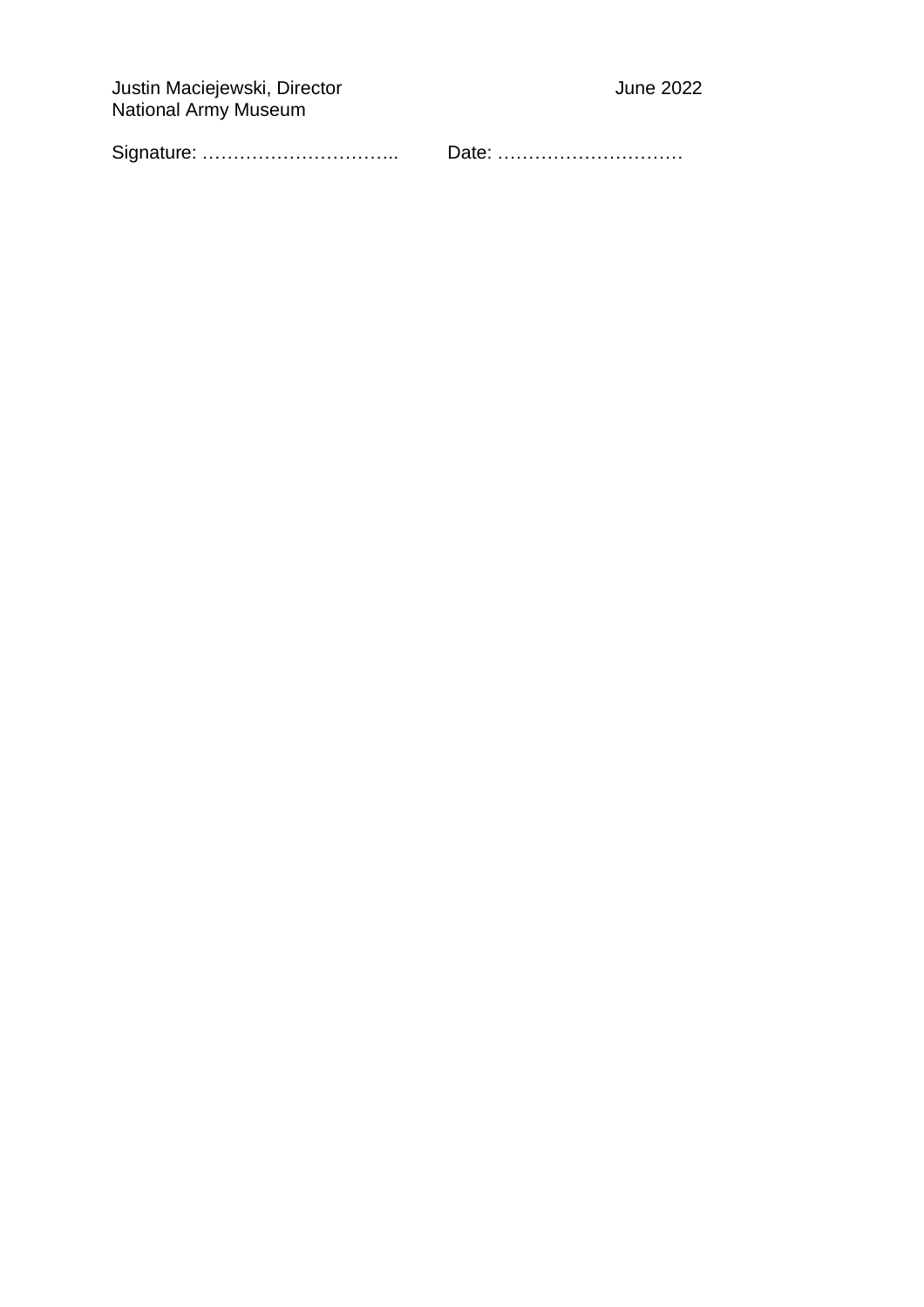Justin Maciejewski, Director June 2022
National Army Museum

Signature: ………………………….. Date: …………………………